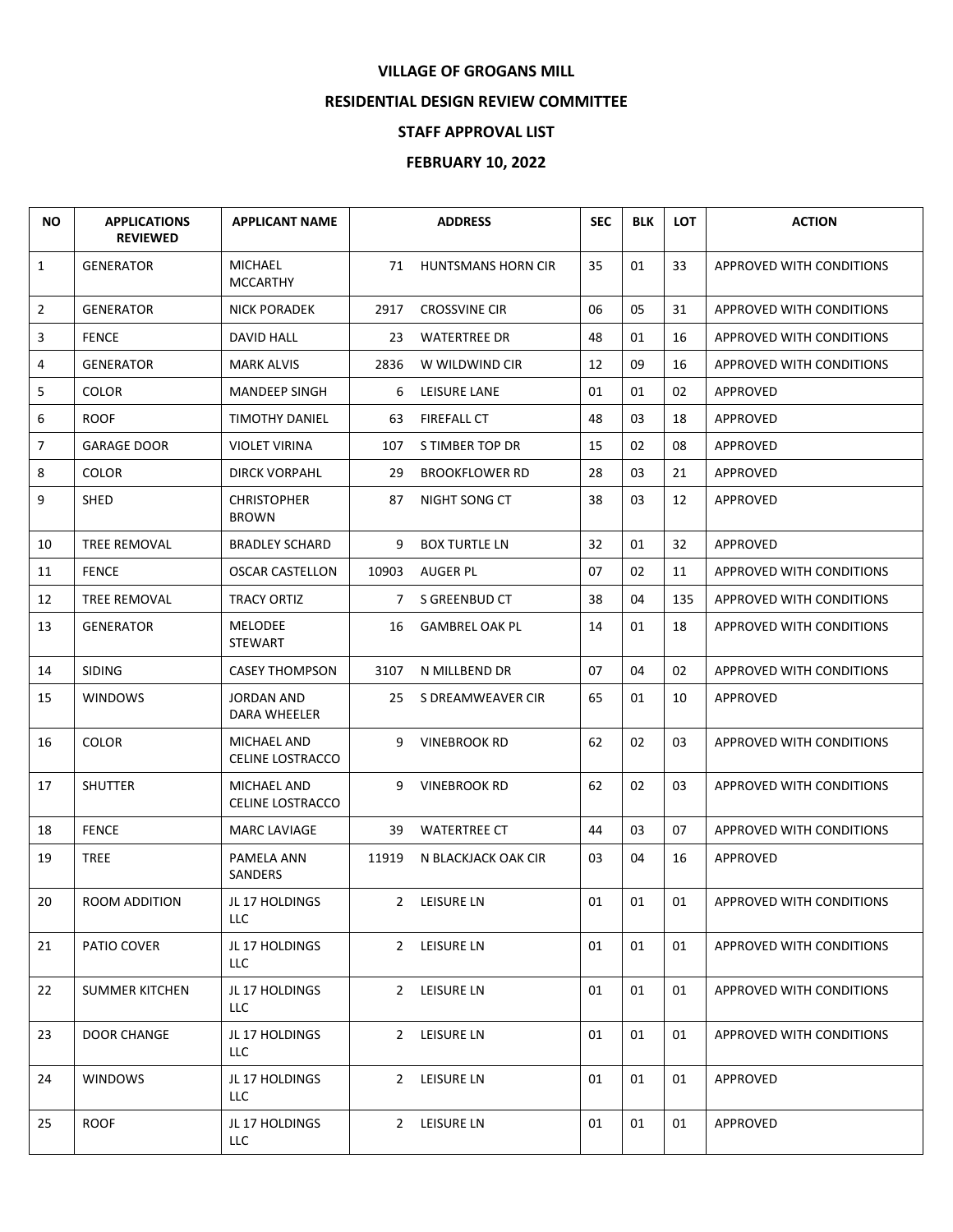# VILLAGE OF GROGANS MILL

## RESIDENTIAL DESIGN REVIEW COMMITTEE

## STAFF APPROVAL LIST

## FEBRUARY 10, 2022

| NO | APPLICATIONS REVIEWED | APPLICANT NAME | ADDRESS | | SEC | BLK | LOT | ACTION |
|---|---|---|---|---|---|---|---|---|
| 1 | GENERATOR | MICHAEL MCCARTHY | 71 | HUNTSMANS HORN CIR | 35 | 01 | 33 | APPROVED WITH CONDITIONS |
| 2 | GENERATOR | NICK PORADEK | 2917 | CROSSVINE CIR | 06 | 05 | 31 | APPROVED WITH CONDITIONS |
| 3 | FENCE | DAVID HALL | 23 | WATERTREE DR | 48 | 01 | 16 | APPROVED WITH CONDITIONS |
| 4 | GENERATOR | MARK ALVIS | 2836 | W WILDWIND CIR | 12 | 09 | 16 | APPROVED WITH CONDITIONS |
| 5 | COLOR | MANDEEP SINGH | 6 | LEISURE LANE | 01 | 01 | 02 | APPROVED |
| 6 | ROOF | TIMOTHY DANIEL | 63 | FIREFALL CT | 48 | 03 | 18 | APPROVED |
| 7 | GARAGE DOOR | VIOLET VIRINA | 107 | S TIMBER TOP DR | 15 | 02 | 08 | APPROVED |
| 8 | COLOR | DIRCK VORPAHL | 29 | BROOKFLOWER RD | 28 | 03 | 21 | APPROVED |
| 9 | SHED | CHRISTOPHER BROWN | 87 | NIGHT SONG CT | 38 | 03 | 12 | APPROVED |
| 10 | TREE REMOVAL | BRADLEY SCHARD | 9 | BOX TURTLE LN | 32 | 01 | 32 | APPROVED |
| 11 | FENCE | OSCAR CASTELLON | 10903 | AUGER PL | 07 | 02 | 11 | APPROVED WITH CONDITIONS |
| 12 | TREE REMOVAL | TRACY ORTIZ | 7 | S GREENBUD CT | 38 | 04 | 135 | APPROVED WITH CONDITIONS |
| 13 | GENERATOR | MELODEE STEWART | 16 | GAMBREL OAK PL | 14 | 01 | 18 | APPROVED WITH CONDITIONS |
| 14 | SIDING | CASEY THOMPSON | 3107 | N MILLBEND DR | 07 | 04 | 02 | APPROVED WITH CONDITIONS |
| 15 | WINDOWS | JORDAN AND DARA WHEELER | 25 | S DREAMWEAVER CIR | 65 | 01 | 10 | APPROVED |
| 16 | COLOR | MICHAEL AND CELINE LOSTRACCO | 9 | VINEBROOK RD | 62 | 02 | 03 | APPROVED WITH CONDITIONS |
| 17 | SHUTTER | MICHAEL AND CELINE LOSTRACCO | 9 | VINEBROOK RD | 62 | 02 | 03 | APPROVED WITH CONDITIONS |
| 18 | FENCE | MARC LAVIAGE | 39 | WATERTREE CT | 44 | 03 | 07 | APPROVED WITH CONDITIONS |
| 19 | TREE | PAMELA ANN SANDERS | 11919 | N BLACKJACK OAK CIR | 03 | 04 | 16 | APPROVED |
| 20 | ROOM ADDITION | JL 17 HOLDINGS LLC | 2 | LEISURE LN | 01 | 01 | 01 | APPROVED WITH CONDITIONS |
| 21 | PATIO COVER | JL 17 HOLDINGS LLC | 2 | LEISURE LN | 01 | 01 | 01 | APPROVED WITH CONDITIONS |
| 22 | SUMMER KITCHEN | JL 17 HOLDINGS LLC | 2 | LEISURE LN | 01 | 01 | 01 | APPROVED WITH CONDITIONS |
| 23 | DOOR CHANGE | JL 17 HOLDINGS LLC | 2 | LEISURE LN | 01 | 01 | 01 | APPROVED WITH CONDITIONS |
| 24 | WINDOWS | JL 17 HOLDINGS LLC | 2 | LEISURE LN | 01 | 01 | 01 | APPROVED |
| 25 | ROOF | JL 17 HOLDINGS LLC | 2 | LEISURE LN | 01 | 01 | 01 | APPROVED |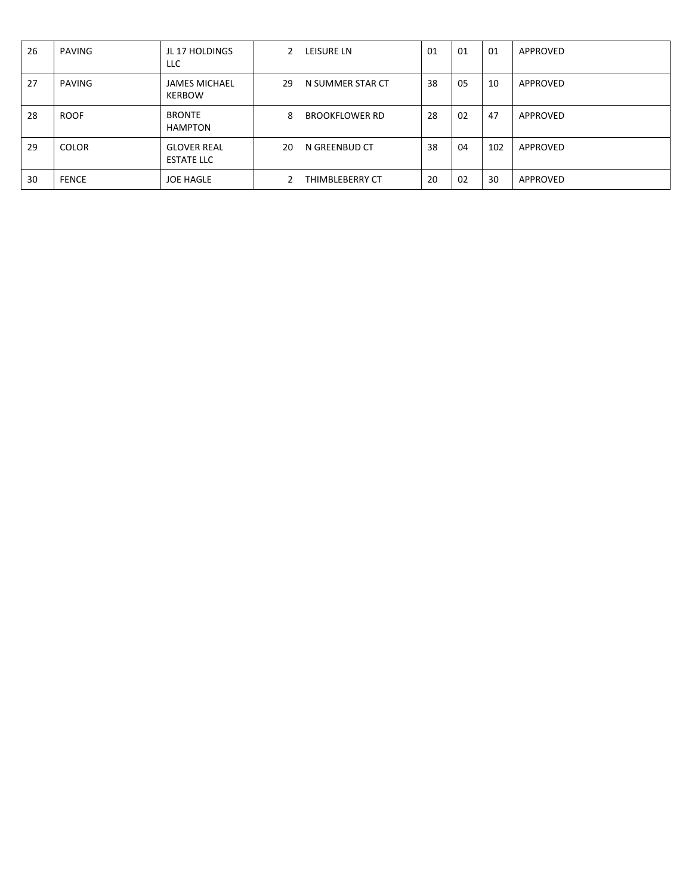| | | | | | | | | |
|---|---|---|---|---|---|---|---|---|
| 26 | PAVING | JL 17 HOLDINGS LLC | 2 | LEISURE LN | 01 | 01 | 01 | APPROVED |
| 27 | PAVING | JAMES MICHAEL KERBOW | 29 | N SUMMER STAR CT | 38 | 05 | 10 | APPROVED |
| 28 | ROOF | BRONTE HAMPTON | 8 | BROOKFLOWER RD | 28 | 02 | 47 | APPROVED |
| 29 | COLOR | GLOVER REAL ESTATE LLC | 20 | N GREENBUD CT | 38 | 04 | 102 | APPROVED |
| 30 | FENCE | JOE HAGLE | 2 | THIMBLEBERRY CT | 20 | 02 | 30 | APPROVED |